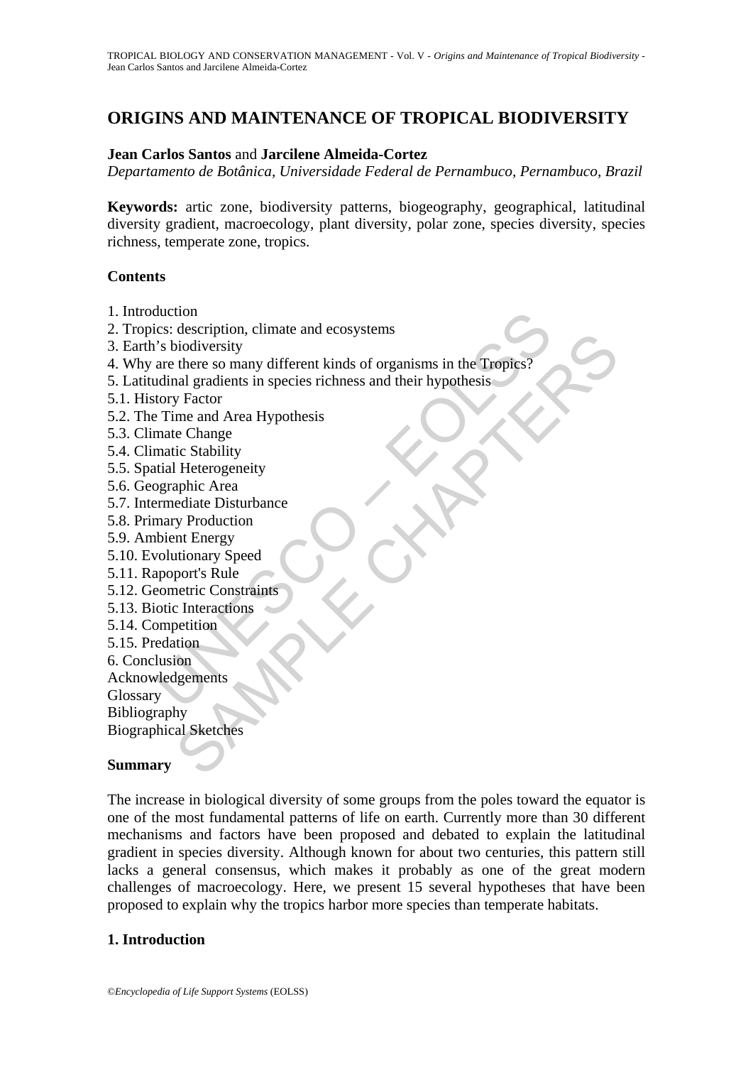# ORIGINS AND MAINTENANCE OF TROPICAL BIODIVERSITY

**Jean Carlos Santos** and **Jarcilene Almeida-Cortez**

*Departamento de Botânica, Universidade Federal de Pernambuco, Pernambuco, Brazil*

**Keywords:** artic zone, biodiversity patterns, biogeography, geographical, latitudinal diversity gradient, macroecology, plant diversity, polar zone, species diversity, species richness, temperate zone, tropics.

## Contents

1. Introduction
2. Tropics: description, climate and ecosystems
3. Earth's biodiversity
4. Why are there so many different kinds of organisms in the Tropics?
5. Latitudinal gradients in species richness and their hypothesis
5.1. History Factor
5.2. The Time and Area Hypothesis
5.3. Climate Change
5.4. Climatic Stability
5.5. Spatial Heterogeneity
5.6. Geographic Area
5.7. Intermediate Disturbance
5.8. Primary Production
5.9. Ambient Energy
5.10. Evolutionary Speed
5.11. Rapoport's Rule
5.12. Geometric Constraints
5.13. Biotic Interactions
5.14. Competition
5.15. Predation
6. Conclusion

Acknowledgements
Glossary
Bibliography
Biographical Sketches

## Summary

The increase in biological diversity of some groups from the poles toward the equator is one of the most fundamental patterns of life on earth. Currently more than 30 different mechanisms and factors have been proposed and debated to explain the latitudinal gradient in species diversity. Although known for about two centuries, this pattern still lacks a general consensus, which makes it probably as one of the great modern challenges of macroecology. Here, we present 15 several hypotheses that have been proposed to explain why the tropics harbor more species than temperate habitats.

## 1. Introduction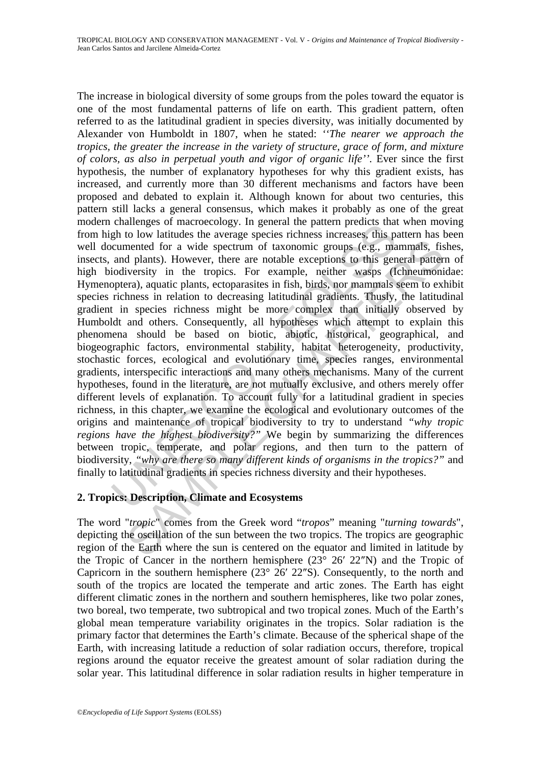The increase in biological diversity of some groups from the poles toward the equator is one of the most fundamental patterns of life on earth. This gradient pattern, often referred to as the latitudinal gradient in species diversity, was initially documented by Alexander von Humboldt in 1807, when he stated: ''*The nearer we approach the tropics, the greater the increase in the variety of structure, grace of form, and mixture of colors, as also in perpetual youth and vigor of organic life*''. Ever since the first hypothesis, the number of explanatory hypotheses for why this gradient exists, has increased, and currently more than 30 different mechanisms and factors have been proposed and debated to explain it. Although known for about two centuries, this pattern still lacks a general consensus, which makes it probably as one of the great modern challenges of macroecology. In general the pattern predicts that when moving from high to low latitudes the average species richness increases, this pattern has been well documented for a wide spectrum of taxonomic groups (e.g., mammals, fishes, insects, and plants). However, there are notable exceptions to this general pattern of high biodiversity in the tropics. For example, neither wasps (Ichneumonidae: Hymenoptera), aquatic plants, ectoparasites in fish, birds, nor mammals seem to exhibit species richness in relation to decreasing latitudinal gradients. Thusly, the latitudinal gradient in species richness might be more complex than initially observed by Humboldt and others. Consequently, all hypotheses which attempt to explain this phenomena should be based on biotic, abiotic, historical, geographical, and biogeographic factors, environmental stability, habitat heterogeneity, productivity, stochastic forces, ecological and evolutionary time, species ranges, environmental gradients, interspecific interactions and many others mechanisms. Many of the current hypotheses, found in the literature, are not mutually exclusive, and others merely offer different levels of explanation. To account fully for a latitudinal gradient in species richness, in this chapter, we examine the ecological and evolutionary outcomes of the origins and maintenance of tropical biodiversity to try to understand "*why tropic regions have the highest biodiversity?*" We begin by summarizing the differences between tropic, temperate, and polar regions, and then turn to the pattern of biodiversity, "*why are there so many different kinds of organisms in the tropics?*" and finally to latitudinal gradients in species richness diversity and their hypotheses.

## 2. Tropics: Description, Climate and Ecosystems

The word "*tropic*" comes from the Greek word "*tropos*" meaning "*turning towards*", depicting the oscillation of the sun between the two tropics. The tropics are geographic region of the Earth where the sun is centered on the equator and limited in latitude by the Tropic of Cancer in the northern hemisphere (23° 26′ 22″N) and the Tropic of Capricorn in the southern hemisphere (23° 26′ 22″S). Consequently, to the north and south of the tropics are located the temperate and artic zones. The Earth has eight different climatic zones in the northern and southern hemispheres, like two polar zones, two boreal, two temperate, two subtropical and two tropical zones. Much of the Earth's global mean temperature variability originates in the tropics. Solar radiation is the primary factor that determines the Earth's climate. Because of the spherical shape of the Earth, with increasing latitude a reduction of solar radiation occurs, therefore, tropical regions around the equator receive the greatest amount of solar radiation during the solar year. This latitudinal difference in solar radiation results in higher temperature in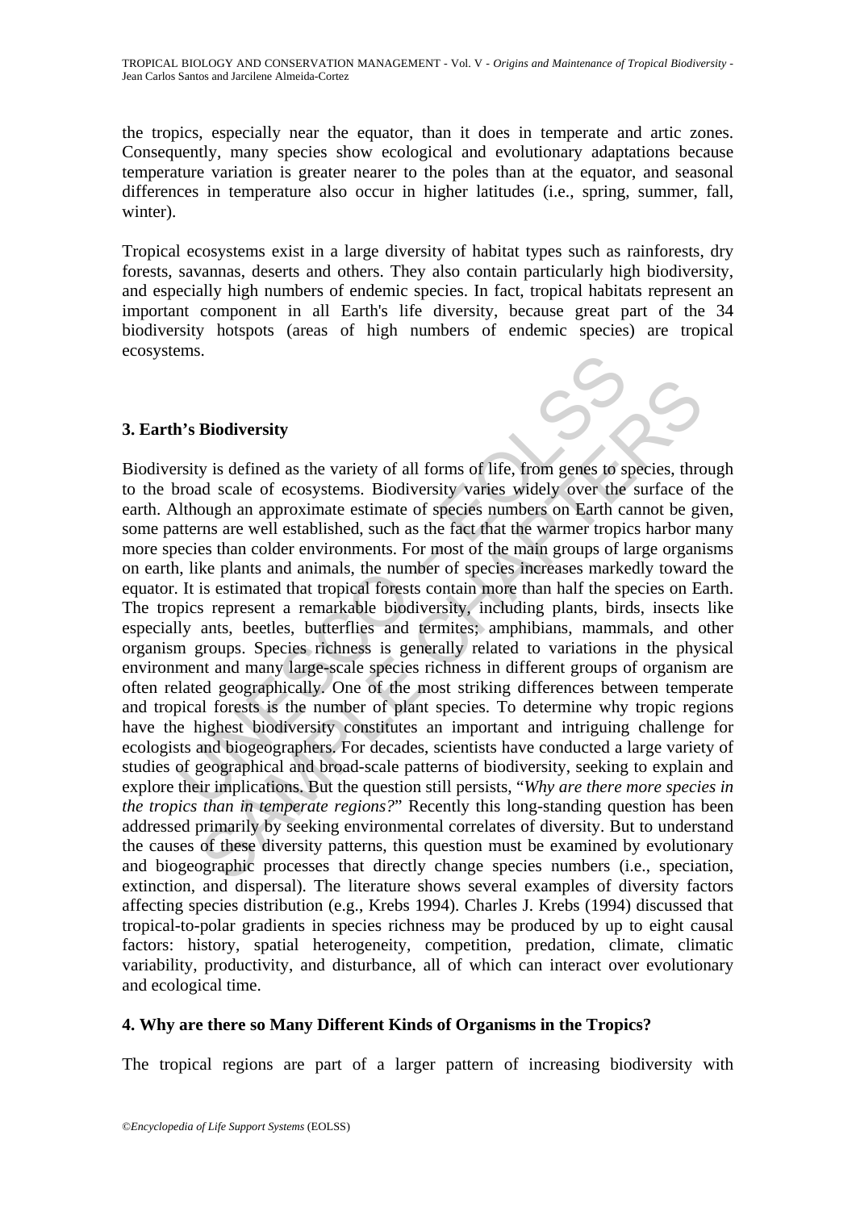the tropics, especially near the equator, than it does in temperate and artic zones. Consequently, many species show ecological and evolutionary adaptations because temperature variation is greater nearer to the poles than at the equator, and seasonal differences in temperature also occur in higher latitudes (i.e., spring, summer, fall, winter).

Tropical ecosystems exist in a large diversity of habitat types such as rainforests, dry forests, savannas, deserts and others. They also contain particularly high biodiversity, and especially high numbers of endemic species. In fact, tropical habitats represent an important component in all Earth's life diversity, because great part of the 34 biodiversity hotspots (areas of high numbers of endemic species) are tropical ecosystems.

## 3. Earth's Biodiversity

Biodiversity is defined as the variety of all forms of life, from genes to species, through to the broad scale of ecosystems. Biodiversity varies widely over the surface of the earth. Although an approximate estimate of species numbers on Earth cannot be given, some patterns are well established, such as the fact that the warmer tropics harbor many more species than colder environments. For most of the main groups of large organisms on earth, like plants and animals, the number of species increases markedly toward the equator. It is estimated that tropical forests contain more than half the species on Earth. The tropics represent a remarkable biodiversity, including plants, birds, insects like especially ants, beetles, butterflies and termites; amphibians, mammals, and other organism groups. Species richness is generally related to variations in the physical environment and many large-scale species richness in different groups of organism are often related geographically. One of the most striking differences between temperate and tropical forests is the number of plant species. To determine why tropic regions have the highest biodiversity constitutes an important and intriguing challenge for ecologists and biogeographers. For decades, scientists have conducted a large variety of studies of geographical and broad-scale patterns of biodiversity, seeking to explain and explore their implications. But the question still persists, "*Why are there more species in the tropics than in temperate regions?*" Recently this long-standing question has been addressed primarily by seeking environmental correlates of diversity. But to understand the causes of these diversity patterns, this question must be examined by evolutionary and biogeographic processes that directly change species numbers (i.e., speciation, extinction, and dispersal). The literature shows several examples of diversity factors affecting species distribution (e.g., Krebs 1994). Charles J. Krebs (1994) discussed that tropical-to-polar gradients in species richness may be produced by up to eight causal factors: history, spatial heterogeneity, competition, predation, climate, climatic variability, productivity, and disturbance, all of which can interact over evolutionary and ecological time.

## 4. Why are there so Many Different Kinds of Organisms in the Tropics?

The tropical regions are part of a larger pattern of increasing biodiversity with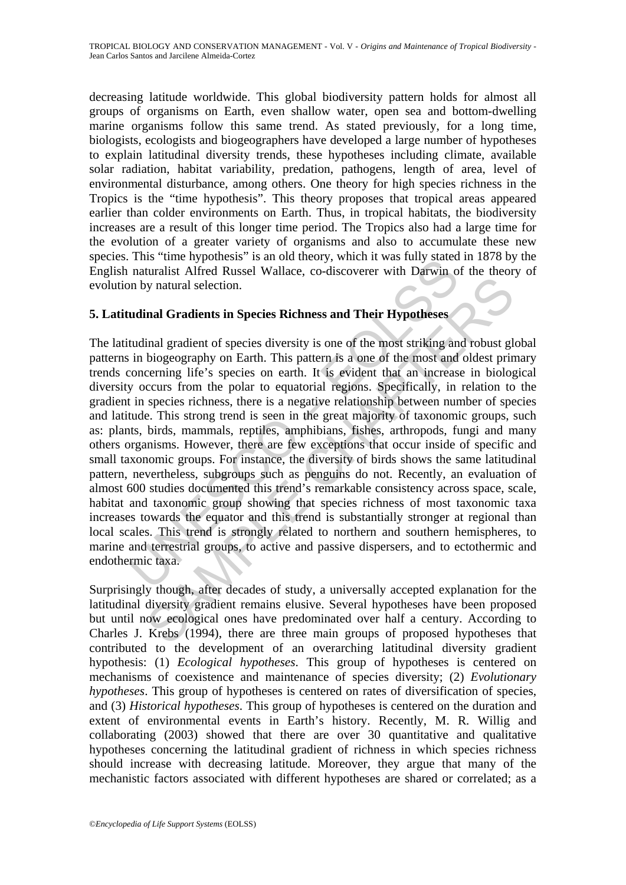decreasing latitude worldwide. This global biodiversity pattern holds for almost all groups of organisms on Earth, even shallow water, open sea and bottom-dwelling marine organisms follow this same trend. As stated previously, for a long time, biologists, ecologists and biogeographers have developed a large number of hypotheses to explain latitudinal diversity trends, these hypotheses including climate, available solar radiation, habitat variability, predation, pathogens, length of area, level of environmental disturbance, among others. One theory for high species richness in the Tropics is the "time hypothesis". This theory proposes that tropical areas appeared earlier than colder environments on Earth. Thus, in tropical habitats, the biodiversity increases are a result of this longer time period. The Tropics also had a large time for the evolution of a greater variety of organisms and also to accumulate these new species. This "time hypothesis" is an old theory, which it was fully stated in 1878 by the English naturalist Alfred Russel Wallace, co-discoverer with Darwin of the theory of evolution by natural selection.

## 5. Latitudinal Gradients in Species Richness and Their Hypotheses

The latitudinal gradient of species diversity is one of the most striking and robust global patterns in biogeography on Earth. This pattern is a one of the most and oldest primary trends concerning life's species on earth. It is evident that an increase in biological diversity occurs from the polar to equatorial regions. Specifically, in relation to the gradient in species richness, there is a negative relationship between number of species and latitude. This strong trend is seen in the great majority of taxonomic groups, such as: plants, birds, mammals, reptiles, amphibians, fishes, arthropods, fungi and many others organisms. However, there are few exceptions that occur inside of specific and small taxonomic groups. For instance, the diversity of birds shows the same latitudinal pattern, nevertheless, subgroups such as penguins do not. Recently, an evaluation of almost 600 studies documented this trend's remarkable consistency across space, scale, habitat and taxonomic group showing that species richness of most taxonomic taxa increases towards the equator and this trend is substantially stronger at regional than local scales. This trend is strongly related to northern and southern hemispheres, to marine and terrestrial groups, to active and passive dispersers, and to ectothermic and endothermic taxa.

Surprisingly though, after decades of study, a universally accepted explanation for the latitudinal diversity gradient remains elusive. Several hypotheses have been proposed but until now ecological ones have predominated over half a century. According to Charles J. Krebs (1994), there are three main groups of proposed hypotheses that contributed to the development of an overarching latitudinal diversity gradient hypothesis: (1) *Ecological hypotheses*. This group of hypotheses is centered on mechanisms of coexistence and maintenance of species diversity; (2) *Evolutionary hypotheses*. This group of hypotheses is centered on rates of diversification of species, and (3) *Historical hypotheses*. This group of hypotheses is centered on the duration and extent of environmental events in Earth's history. Recently, M. R. Willig and collaborating (2003) showed that there are over 30 quantitative and qualitative hypotheses concerning the latitudinal gradient of richness in which species richness should increase with decreasing latitude. Moreover, they argue that many of the mechanistic factors associated with different hypotheses are shared or correlated; as a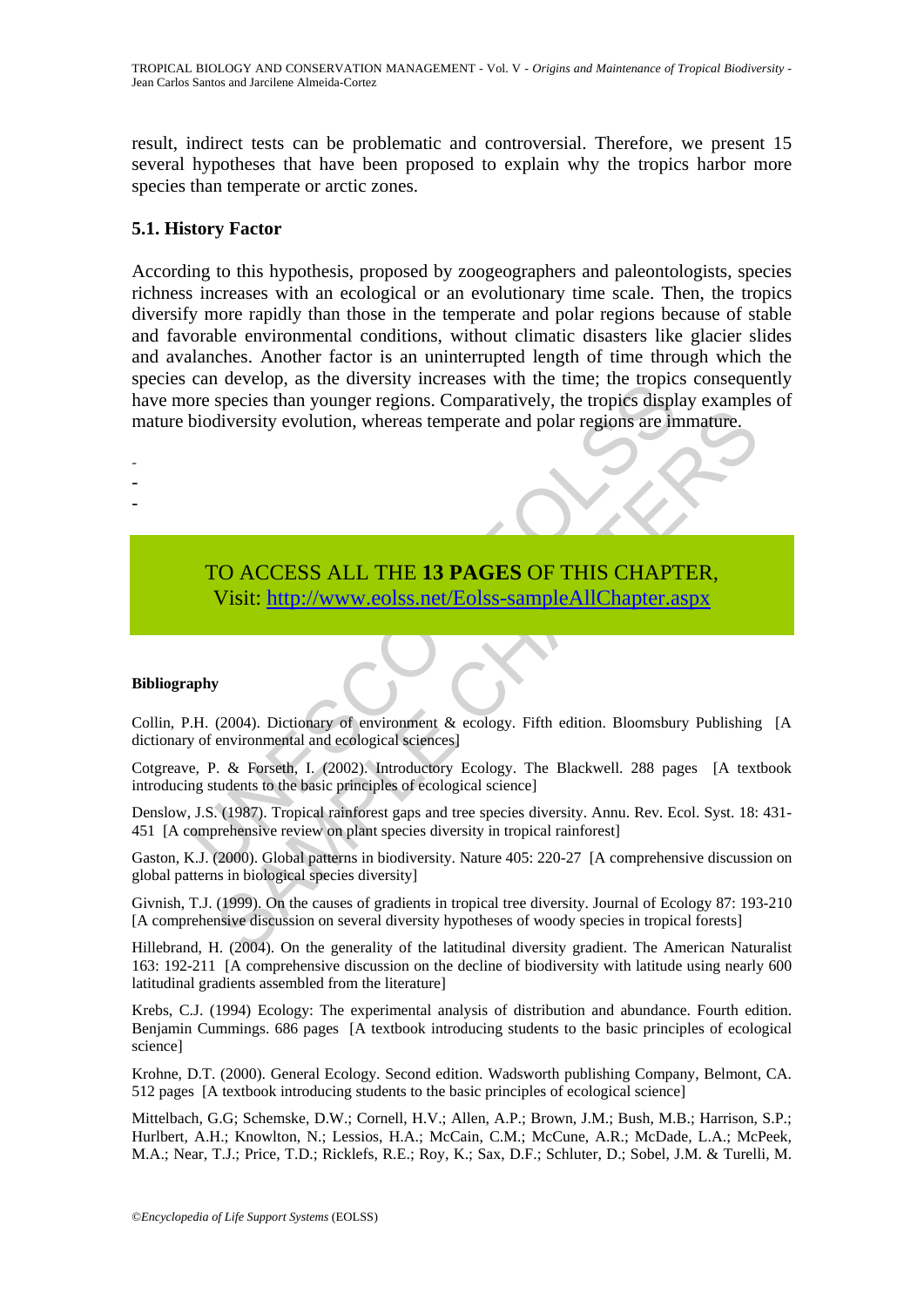result, indirect tests can be problematic and controversial. Therefore, we present several hypotheses that have been proposed to explain why the tropics harbor more species than temperate or arctic zones.

### 5.1. History Factor

According to this hypothesis, proposed by zoogeographers and paleontologists, species richness increases with an ecological or an evolutionary time scale. Then, the tropics diversify more rapidly than those in the temperate and polar regions because of stable and favorable environmental conditions, without climatic disasters like glacier slides and avalanches. Another factor is an uninterrupted length of time through which the species can develop, as the diversity increases with the time; the tropics consequently have more species than younger regions. Comparatively, the tropics display examples of mature biodiversity evolution, whereas temperate and polar regions are immature.

-
-
-

TO ACCESS ALL THE **13 PAGES** OF THIS CHAPTER,
Visit: http://www.eolss.net/Eolss-sampleAllChapter.aspx

**Bibliography**

Collin, P.H. (2004). Dictionary of environment & ecology. Fifth edition. Bloomsbury Publishing [A dictionary of environmental and ecological sciences]

Cotgreave, P. & Forseth, I. (2002). Introductory Ecology. The Blackwell. 288 pages [A textbook introducing students to the basic principles of ecological science]

Denslow, J.S. (1987). Tropical rainforest gaps and tree species diversity. Annu. Rev. Ecol. Syst. 18: 431-451 [A comprehensive review on plant species diversity in tropical rainforest]

Gaston, K.J. (2000). Global patterns in biodiversity. Nature 405: 220-27 [A comprehensive discussion on global patterns in biological species diversity]

Givnish, T.J. (1999). On the causes of gradients in tropical tree diversity. Journal of Ecology 87: 193-210 [A comprehensive discussion on several diversity hypotheses of woody species in tropical forests]

Hillebrand, H. (2004). On the generality of the latitudinal diversity gradient. The American Naturalist 163: 192-211 [A comprehensive discussion on the decline of biodiversity with latitude using nearly 600 latitudinal gradients assembled from the literature]

Krebs, C.J. (1994) Ecology: The experimental analysis of distribution and abundance. Fourth edition. Benjamin Cummings. 686 pages [A textbook introducing students to the basic principles of ecological science]

Krohne, D.T. (2000). General Ecology. Second edition. Wadsworth publishing Company, Belmont, CA. 512 pages [A textbook introducing students to the basic principles of ecological science]

Mittelbach, G.G; Schemske, D.W.; Cornell, H.V.; Allen, A.P.; Brown, J.M.; Bush, M.B.; Harrison, S.P.; Hurlbert, A.H.; Knowlton, N.; Lessios, H.A.; McCain, C.M.; McCune, A.R.; McDade, L.A.; McPeek, M.A.; Near, T.J.; Price, T.D.; Ricklefs, R.E.; Roy, K.; Sax, D.F.; Schluter, D.; Sobel, J.M. & Turelli, M.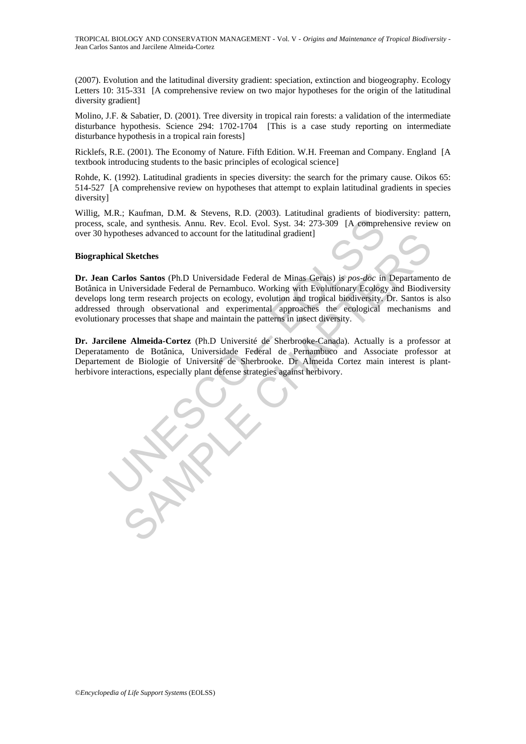(2007). Evolution and the latitudinal diversity gradient: speciation, extinction and biogeography. Ecology Letters 10: 315-331 [A comprehensive review on two major hypotheses for the origin of the latitudinal diversity gradient]

Molino, J.F. & Sabatier, D. (2001). Tree diversity in tropical rain forests: a validation of the intermediate disturbance hypothesis. Science 294: 1702-1704 [This is a case study reporting on intermediate disturbance hypothesis in a tropical rain forests]

Ricklefs, R.E. (2001). The Economy of Nature. Fifth Edition. W.H. Freeman and Company. England [A textbook introducing students to the basic principles of ecological science]

Rohde, K. (1992). Latitudinal gradients in species diversity: the search for the primary cause. Oikos 65: 514-527 [A comprehensive review on hypotheses that attempt to explain latitudinal gradients in species diversity]

Willig, M.R.; Kaufman, D.M. & Stevens, R.D. (2003). Latitudinal gradients of biodiversity: pattern, process, scale, and synthesis. Annu. Rev. Ecol. Evol. Syst. 34: 273-309 [A comprehensive review on over 30 hypotheses advanced to account for the latitudinal gradient]

**Biographical Sketches**

**Dr. Jean Carlos Santos** (Ph.D Universidade Federal de Minas Gerais) is *pos-doc* in Departamento de Botânica in Universidade Federal de Pernambuco. Working with Evolutionary Ecology and Biodiversity develops long term research projects on ecology, evolution and tropical biodiversity. Dr. Santos is also addressed through observational and experimental approaches the ecological mechanisms and evolutionary processes that shape and maintain the patterns in insect diversity.

**Dr. Jarcilene Almeida-Cortez** (Ph.D Université de Sherbrooke-Canada). Actually is a professor at Deperatamento de Botânica, Universidade Federal de Pernambuco and Associate professor at Departement de Biologie of Université de Sherbrooke. Dr Almeida Cortez main interest is plant-herbivore interactions, especially plant defense strategies against herbivory.